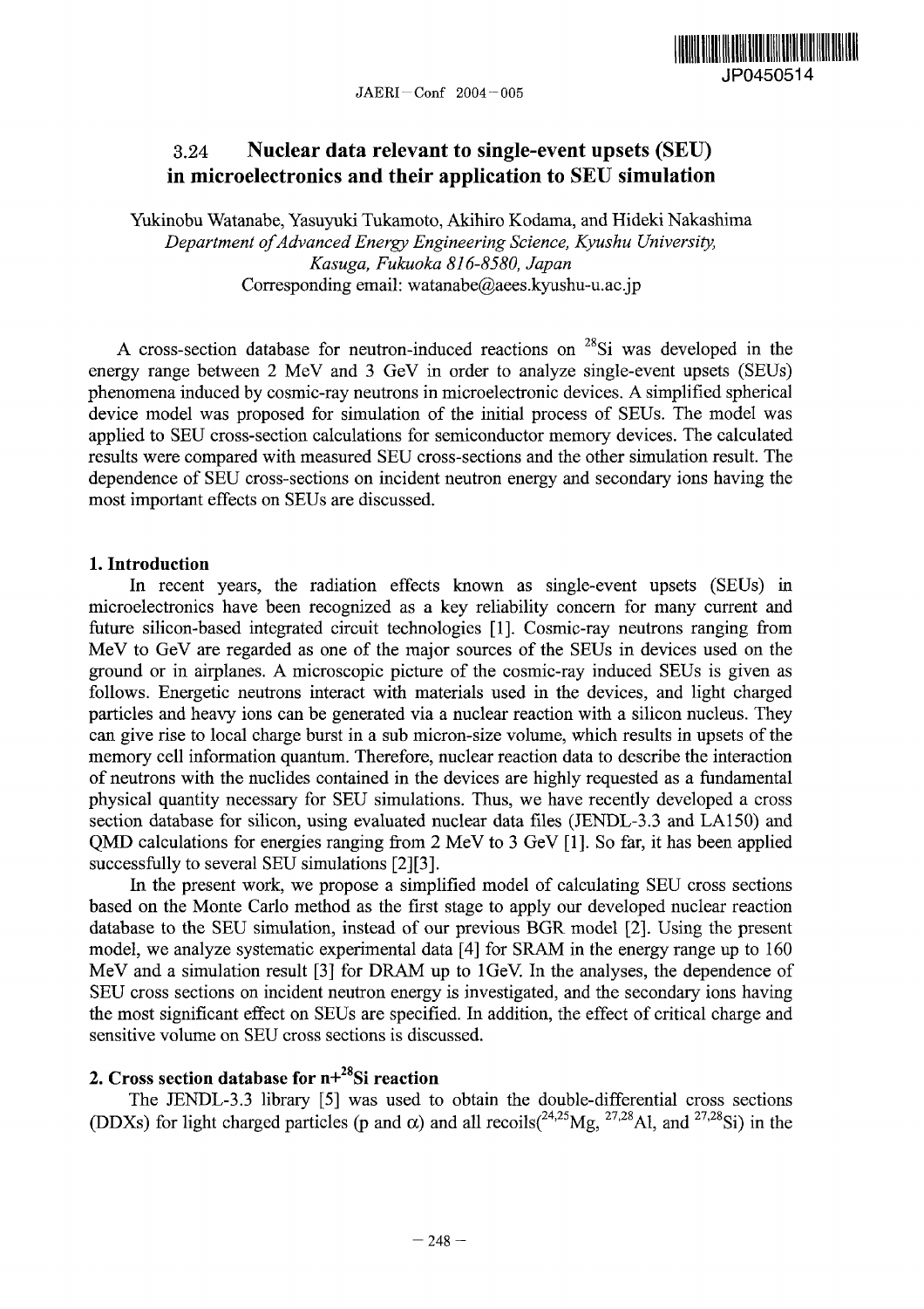# 3.24 Nuclear data relevant to single-event upsets (SEU) in microelectronics and their application to SEU simulation

Yukinobu Watanabe, Yasuyuki Tukamoto, Akihiro Kodama, and Hideki Nakashima
*Department of Advanced Energy Engineering Science, Kyushu University, Kasuga, Fukuoka 816-8580, Japan*
Corresponding email: watanabe@aees.kyushu-u.ac.jp

A cross-section database for neutron-induced reactions on $^{28}$Si was developed in the energy range between 2 MeV and 3 GeV in order to analyze single-event upsets (SEUs) phenomena induced by cosmic-ray neutrons in microelectronic devices. A simplified spherical device model was proposed for simulation of the initial process of SEUs. The model was applied to SEU cross-section calculations for semiconductor memory devices. The calculated results were compared with measured SEU cross-sections and the other simulation result. The dependence of SEU cross-sections on incident neutron energy and secondary ions having the most important effects on SEUs are discussed.

## 1. Introduction

In recent years, the radiation effects known as single-event upsets (SEUs) in microelectronics have been recognized as a key reliability concern for many current and future silicon-based integrated circuit technologies [1]. Cosmic-ray neutrons ranging from MeV to GeV are regarded as one of the major sources of the SEUs in devices used on the ground or in airplanes. A microscopic picture of the cosmic-ray induced SEUs is given as follows. Energetic neutrons interact with materials used in the devices, and light charged particles and heavy ions can be generated via a nuclear reaction with a silicon nucleus. They can give rise to local charge burst in a sub micron-size volume, which results in upsets of the memory cell information quantum. Therefore, nuclear reaction data to describe the interaction of neutrons with the nuclides contained in the devices are highly requested as a fundamental physical quantity necessary for SEU simulations. Thus, we have recently developed a cross section database for silicon, using evaluated nuclear data files (JENDL-3.3 and LA150) and QMD calculations for energies ranging from 2 MeV to 3 GeV [1]. So far, it has been applied successfully to several SEU simulations [2][3].

In the present work, we propose a simplified model of calculating SEU cross sections based on the Monte Carlo method as the first stage to apply our developed nuclear reaction database to the SEU simulation, instead of our previous BGR model [2]. Using the present model, we analyze systematic experimental data [4] for SRAM in the energy range up to 160 MeV and a simulation result [3] for DRAM up to 1GeV. In the analyses, the dependence of SEU cross sections on incident neutron energy is investigated, and the secondary ions having the most significant effect on SEUs are specified. In addition, the effect of critical charge and sensitive volume on SEU cross sections is discussed.

## 2. Cross section database for n+$^{28}$Si reaction

The JENDL-3.3 library [5] was used to obtain the double-differential cross sections (DDXs) for light charged particles (p and $\alpha$) and all recoils($^{24,25}$Mg, $^{27,28}$Al, and $^{27,28}$Si) in the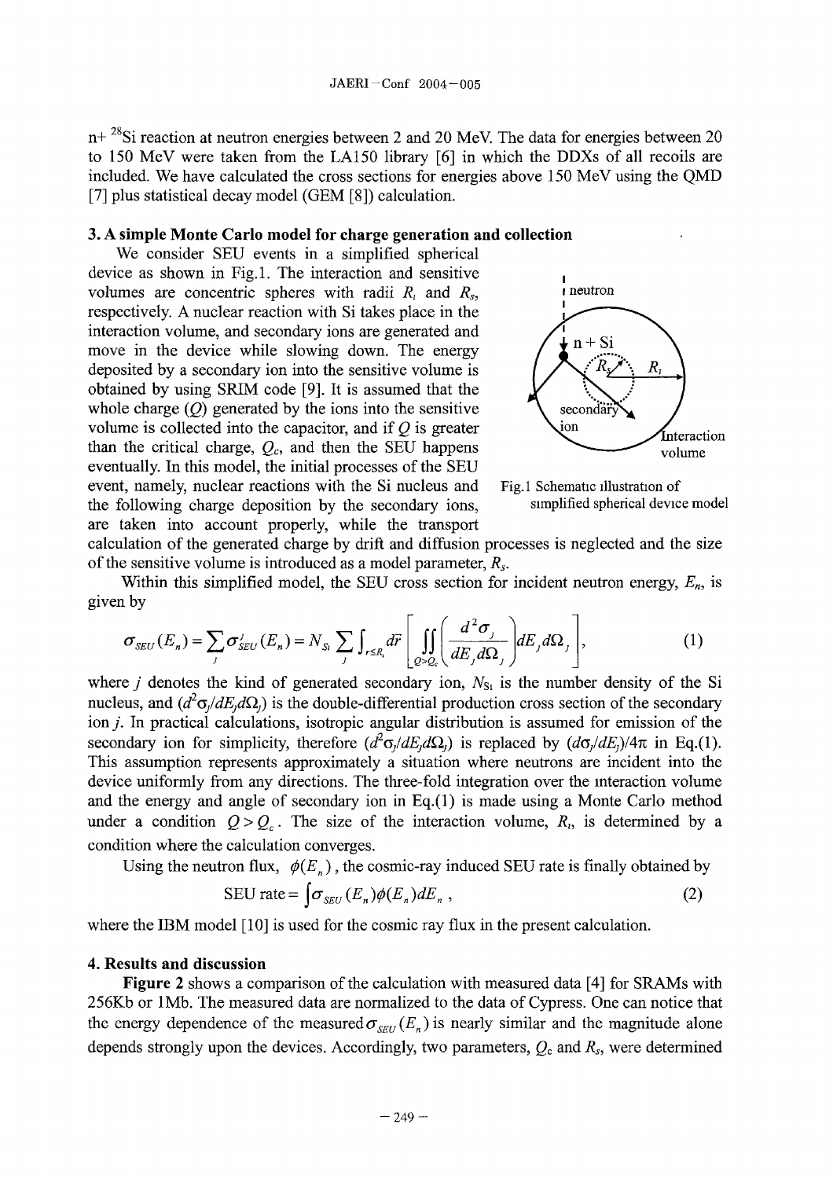n+ $^{28}$Si reaction at neutron energies between 2 and 20 MeV. The data for energies between 20 to 150 MeV were taken from the LA150 library [6] in which the DDXs of all recoils are included. We have calculated the cross sections for energies above 150 MeV using the QMD [7] plus statistical decay model (GEM [8]) calculation.

### 3. A simple Monte Carlo model for charge generation and collection

We consider SEU events in a simplified spherical device as shown in Fig.1. The interaction and sensitive volumes are concentric spheres with radii $R_i$ and $R_s$, respectively. A nuclear reaction with Si takes place in the interaction volume, and secondary ions are generated and move in the device while slowing down. The energy deposited by a secondary ion into the sensitive volume is obtained by using SRIM code [9]. It is assumed that the whole charge ($Q$) generated by the ions into the sensitive volume is collected into the capacitor, and if $Q$ is greater than the critical charge, $Q_c$, and then the SEU happens eventually. In this model, the initial processes of the SEU event, namely, nuclear reactions with the Si nucleus and the following charge deposition by the secondary ions, are taken into account properly, while the transport calculation of the generated charge by drift and diffusion processes is neglected and the size of the sensitive volume is introduced as a model parameter, $R_s$.

Fig.1 Schematic illustration of simplified spherical device model

Within this simplified model, the SEU cross section for incident neutron energy, $E_n$, is given by

$$\sigma_{SEU}(E_n) = \sum_j \sigma^j_{SEU}(E_n) = N_{Si} \sum_j \int_{r \le R_i} d\vec{r} \left[ \iint_{Q > Q_c} \left( \frac{d^2\sigma_j}{dE_j d\Omega_j} \right) dE_j d\Omega_j \right], \tag{1}$$

where $j$ denotes the kind of generated secondary ion, $N_{Si}$ is the number density of the Si nucleus, and $(d^2\sigma_j/dE_j d\Omega_j)$ is the double-differential production cross section of the secondary ion $j$. In practical calculations, isotropic angular distribution is assumed for emission of the secondary ion for simplicity, therefore $(d^2\sigma_j/dE_j d\Omega_j)$ is replaced by $(d\sigma_j/dE_j)/4\pi$ in Eq.(1). This assumption represents approximately a situation where neutrons are incident into the device uniformly from any directions. The three-fold integration over the interaction volume and the energy and angle of secondary ion in Eq.(1) is made using a Monte Carlo method under a condition $Q > Q_c$. The size of the interaction volume, $R_i$, is determined by a condition where the calculation converges.

Using the neutron flux, $\phi(E_n)$, the cosmic-ray induced SEU rate is finally obtained by

$$\text{SEU rate} = \int \sigma_{SEU}(E_n)\phi(E_n)dE_n \,, \tag{2}$$

where the IBM model [10] is used for the cosmic ray flux in the present calculation.

### 4. Results and discussion

**Figure 2** shows a comparison of the calculation with measured data [4] for SRAMs with 256Kb or 1Mb. The measured data are normalized to the data of Cypress. One can notice that the energy dependence of the measured $\sigma_{SEU}(E_n)$ is nearly similar and the magnitude alone depends strongly upon the devices. Accordingly, two parameters, $Q_c$ and $R_s$, were determined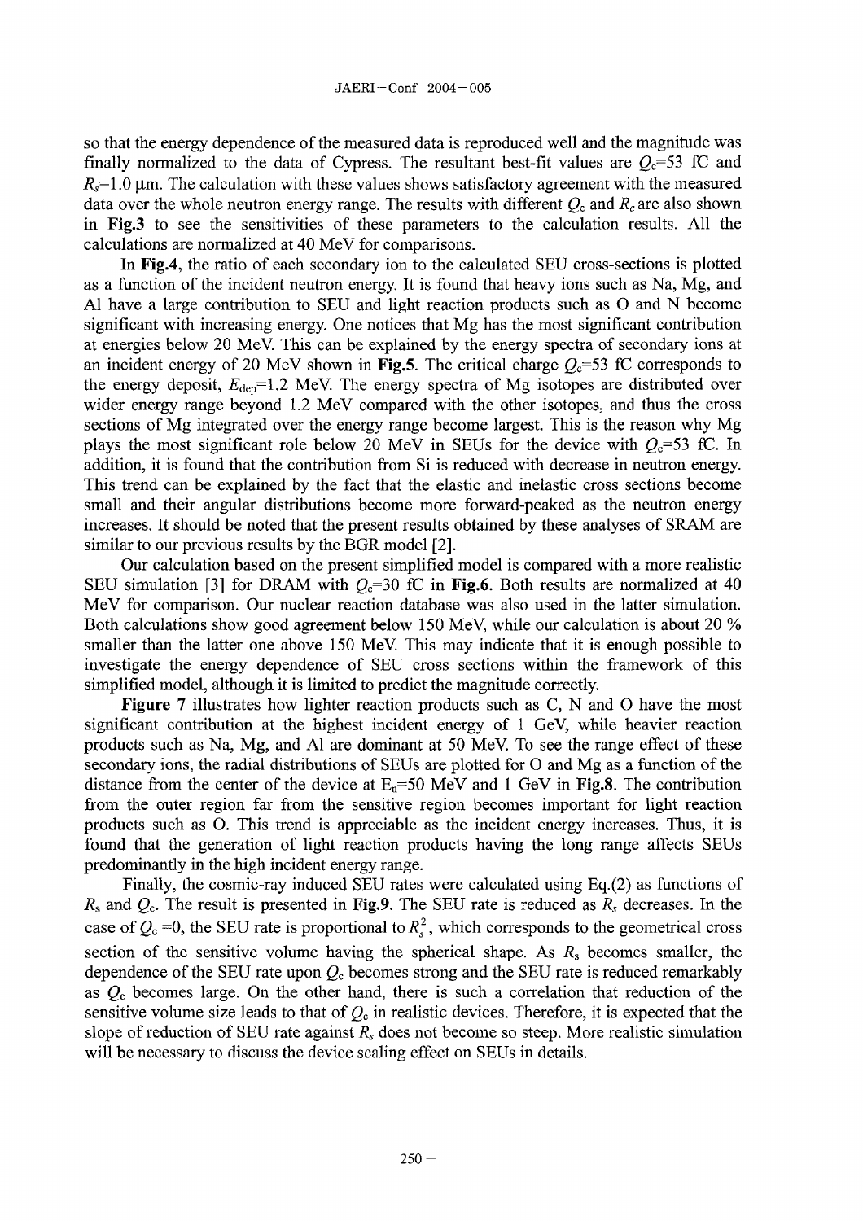so that the energy dependence of the measured data is reproduced well and the magnitude was finally normalized to the data of Cypress. The resultant best-fit values are $Q_c$=53 fC and $R_s$=1.0 μm. The calculation with these values shows satisfactory agreement with the measured data over the whole neutron energy range. The results with different $Q_c$ and $R_c$ are also shown in **Fig.3** to see the sensitivities of these parameters to the calculation results. All the calculations are normalized at 40 MeV for comparisons.

In **Fig.4**, the ratio of each secondary ion to the calculated SEU cross-sections is plotted as a function of the incident neutron energy. It is found that heavy ions such as Na, Mg, and Al have a large contribution to SEU and light reaction products such as O and N become significant with increasing energy. One notices that Mg has the most significant contribution at energies below 20 MeV. This can be explained by the energy spectra of secondary ions at an incident energy of 20 MeV shown in **Fig.5**. The critical charge $Q_c$=53 fC corresponds to the energy deposit, $E_{dep}$=1.2 MeV. The energy spectra of Mg isotopes are distributed over wider energy range beyond 1.2 MeV compared with the other isotopes, and thus the cross sections of Mg integrated over the energy range become largest. This is the reason why Mg plays the most significant role below 20 MeV in SEUs for the device with $Q_c$=53 fC. In addition, it is found that the contribution from Si is reduced with decrease in neutron energy. This trend can be explained by the fact that the elastic and inelastic cross sections become small and their angular distributions become more forward-peaked as the neutron energy increases. It should be noted that the present results obtained by these analyses of SRAM are similar to our previous results by the BGR model [2].

Our calculation based on the present simplified model is compared with a more realistic SEU simulation [3] for DRAM with $Q_c$=30 fC in **Fig.6**. Both results are normalized at 40 MeV for comparison. Our nuclear reaction database was also used in the latter simulation. Both calculations show good agreement below 150 MeV, while our calculation is about 20 % smaller than the latter one above 150 MeV. This may indicate that it is enough possible to investigate the energy dependence of SEU cross sections within the framework of this simplified model, although it is limited to predict the magnitude correctly.

**Figure 7** illustrates how lighter reaction products such as C, N and O have the most significant contribution at the highest incident energy of 1 GeV, while heavier reaction products such as Na, Mg, and Al are dominant at 50 MeV. To see the range effect of these secondary ions, the radial distributions of SEUs are plotted for O and Mg as a function of the distance from the center of the device at $E_n$=50 MeV and 1 GeV in **Fig.8**. The contribution from the outer region far from the sensitive region becomes important for light reaction products such as O. This trend is appreciable as the incident energy increases. Thus, it is found that the generation of light reaction products having the long range affects SEUs predominantly in the high incident energy range.

Finally, the cosmic-ray induced SEU rates were calculated using Eq.(2) as functions of $R_s$ and $Q_c$. The result is presented in **Fig.9**. The SEU rate is reduced as $R_s$ decreases. In the case of $Q_c$ =0, the SEU rate is proportional to $R_s^2$, which corresponds to the geometrical cross section of the sensitive volume having the spherical shape. As $R_s$ becomes smaller, the dependence of the SEU rate upon $Q_c$ becomes strong and the SEU rate is reduced remarkably as $Q_c$ becomes large. On the other hand, there is such a correlation that reduction of the sensitive volume size leads to that of $Q_c$ in realistic devices. Therefore, it is expected that the slope of reduction of SEU rate against $R_s$ does not become so steep. More realistic simulation will be necessary to discuss the device scaling effect on SEUs in details.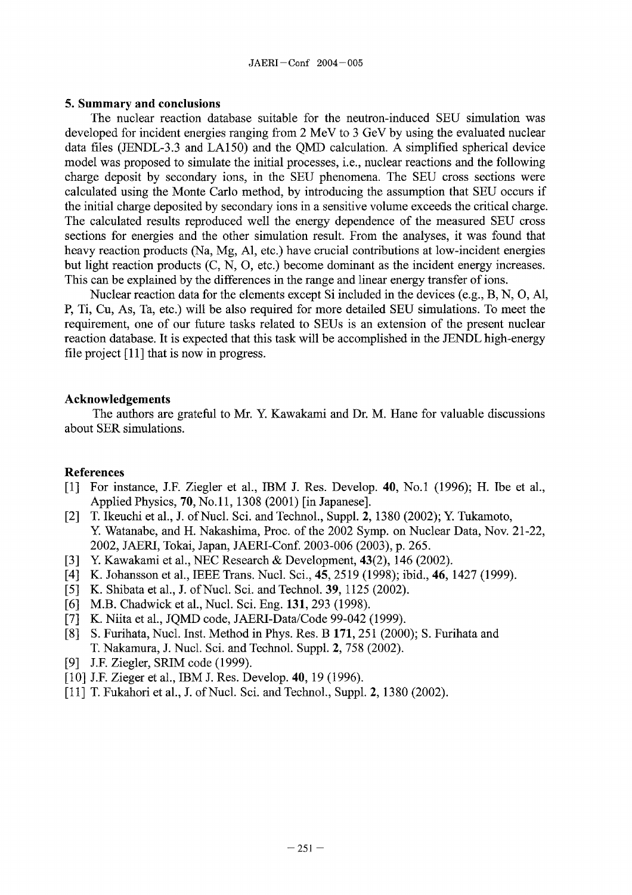## 5. Summary and conclusions

The nuclear reaction database suitable for the neutron-induced SEU simulation was developed for incident energies ranging from 2 MeV to 3 GeV by using the evaluated nuclear data files (JENDL-3.3 and LA150) and the QMD calculation. A simplified spherical device model was proposed to simulate the initial processes, i.e., nuclear reactions and the following charge deposit by secondary ions, in the SEU phenomena. The SEU cross sections were calculated using the Monte Carlo method, by introducing the assumption that SEU occurs if the initial charge deposited by secondary ions in a sensitive volume exceeds the critical charge. The calculated results reproduced well the energy dependence of the measured SEU cross sections for energies and the other simulation result. From the analyses, it was found that heavy reaction products (Na, Mg, Al, etc.) have crucial contributions at low-incident energies but light reaction products (C, N, O, etc.) become dominant as the incident energy increases. This can be explained by the differences in the range and linear energy transfer of ions.

Nuclear reaction data for the elements except Si included in the devices (e.g., B, N, O, Al, P, Ti, Cu, As, Ta, etc.) will be also required for more detailed SEU simulations. To meet the requirement, one of our future tasks related to SEUs is an extension of the present nuclear reaction database. It is expected that this task will be accomplished in the JENDL high-energy file project [11] that is now in progress.

## Acknowledgements

The authors are grateful to Mr. Y. Kawakami and Dr. M. Hane for valuable discussions about SER simulations.

## References

[1] For instance, J.F. Ziegler et al., IBM J. Res. Develop. **40**, No.1 (1996); H. Ibe et al., Applied Physics, **70**, No.11, 1308 (2001) [in Japanese].

[2] T. Ikeuchi et al., J. of Nucl. Sci. and Technol., Suppl. **2**, 1380 (2002); Y. Tukamoto, Y. Watanabe, and H. Nakashima, Proc. of the 2002 Symp. on Nuclear Data, Nov. 21-22, 2002, JAERI, Tokai, Japan, JAERI-Conf. 2003-006 (2003), p. 265.

[3] Y. Kawakami et al., NEC Research & Development, **43**(2), 146 (2002).

[4] K. Johansson et al., IEEE Trans. Nucl. Sci., **45**, 2519 (1998); ibid., **46**, 1427 (1999).

[5] K. Shibata et al., J. of Nucl. Sci. and Technol. **39**, 1125 (2002).

[6] M.B. Chadwick et al., Nucl. Sci. Eng. **131**, 293 (1998).

[7] K. Niita et al., JQMD code, JAERI-Data/Code 99-042 (1999).

[8] S. Furihata, Nucl. Inst. Method in Phys. Res. B **171**, 251 (2000); S. Furihata and T. Nakamura, J. Nucl. Sci. and Technol. Suppl. **2**, 758 (2002).

[9] J.F. Ziegler, SRIM code (1999).

[10] J.F. Zieger et al., IBM J. Res. Develop. **40**, 19 (1996).

[11] T. Fukahori et al., J. of Nucl. Sci. and Technol., Suppl. **2**, 1380 (2002).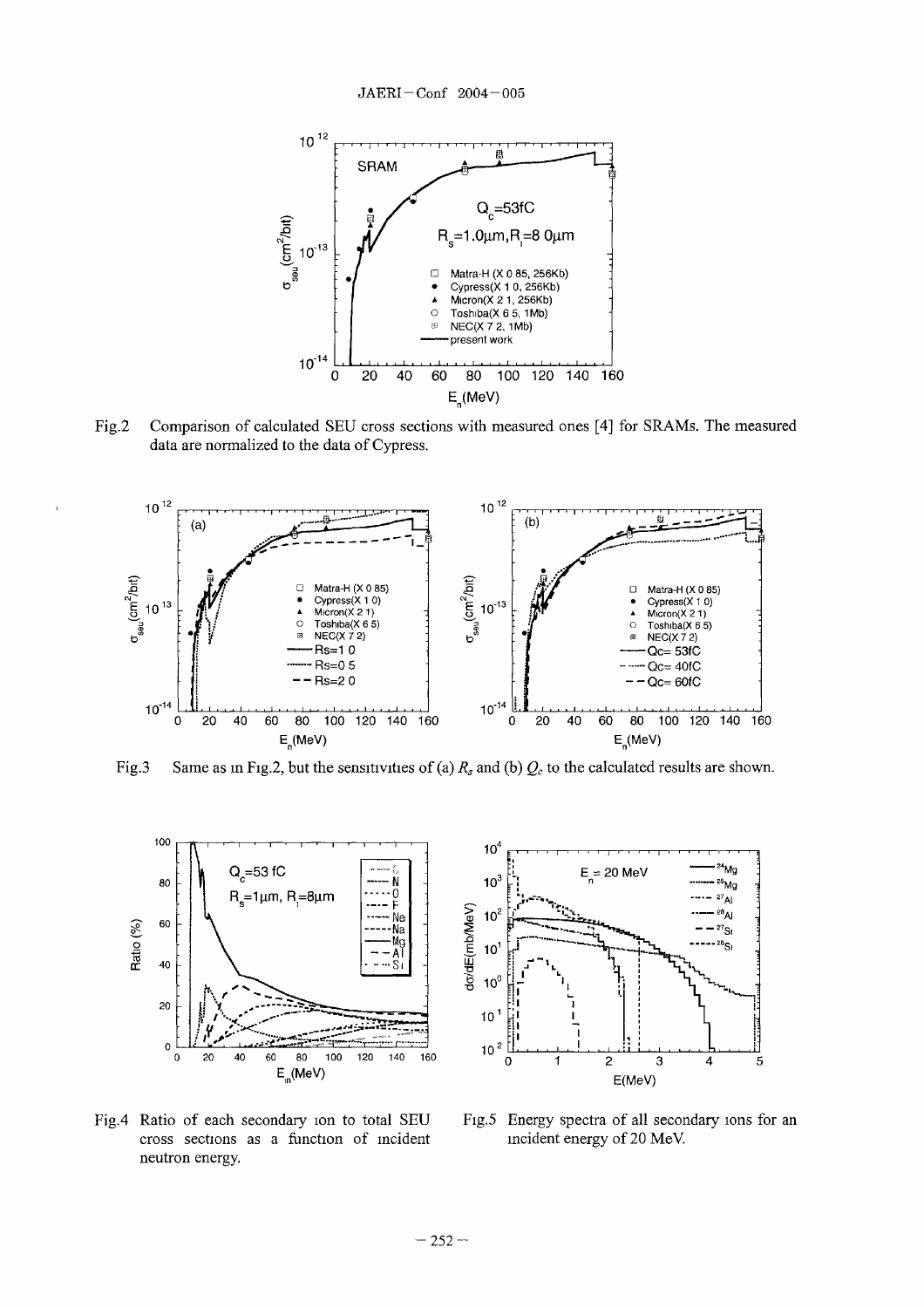Fig.2 Comparison of calculated SEU cross sections with measured ones [4] for SRAMs. The measured data are normalized to the data of Cypress.

Fig.3 Same as in Fig.2, but the sensitivities of (a) $R_s$ and (b) $Q_c$ to the calculated results are shown.

Fig.4 Ratio of each secondary ion to total SEU cross sections as a function of incident neutron energy.

Fig.5 Energy spectra of all secondary ions for an incident energy of 20 MeV.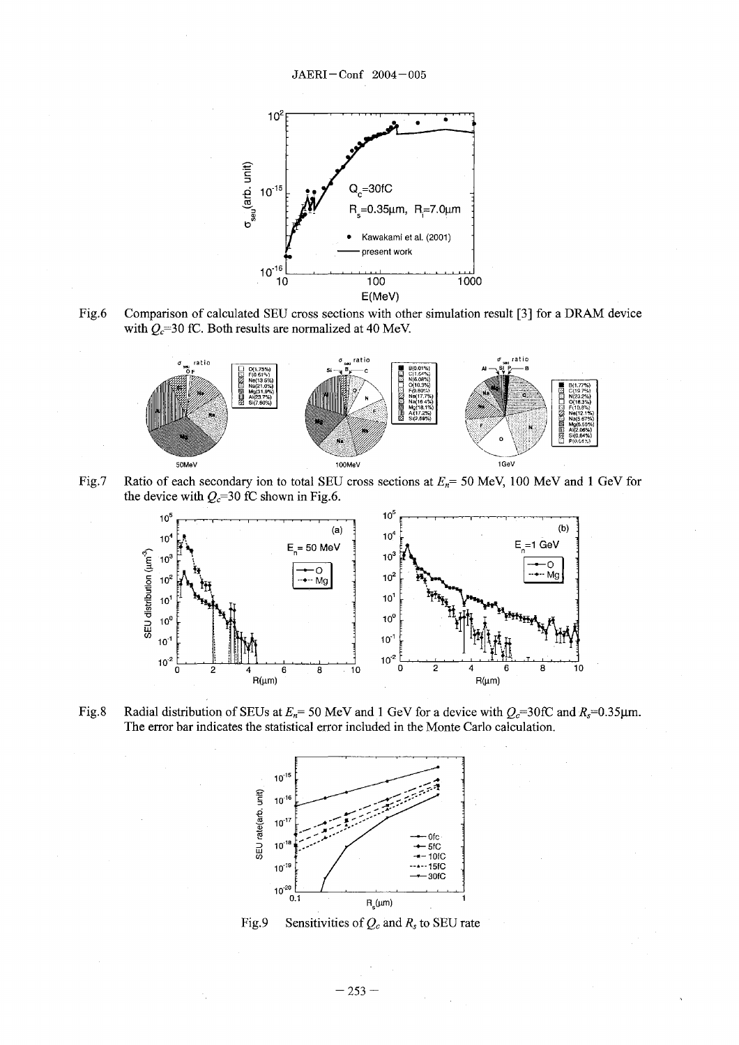$10^{2}$

$10^{-15}$

$10^{-16}$

$\sigma_{seu}$(arb. unit)

$Q_c$=30fC

$R_s$=0.35μm, $R_i$=7.0μm

Kawakami et al. (2001)

present work

10 100 1000

E(MeV)

Fig.6 Comparison of calculated SEU cross sections with other simulation result [3] for a DRAM device with $Q_c$=30 fC. Both results are normalized at 40 MeV.

$\sigma_{seu}$ ratio

O(1.75%)
F(0.61%)
Ne(13.5%)
Na(21.0%)
Mg(31.9%)
Al(23.7%)
Si(7.60%)

50MeV

B(0.01%)
C(1.54%)
N(6.08%)
O(10.3%)
F(9.80%)
Ne(17.7%)
Na(16.4%)
Mg(18.1%)
Al(17.2%)
Si(2.88%)

100MeV

B(1.77%)
C(19.7%)
N(23.2%)
O(18.3%)
F(10.8%)
Ne(12.1%)
Na(5.67%)
Mg(5.55%)
Al(2.06%)
Si(0.84%)
P(0.04%)

1GeV

Fig.7 Ratio of each secondary ion to total SEU cross sections at $E_n$= 50 MeV, 100 MeV and 1 GeV for the device with $Q_c$=30 fC shown in Fig.6.

(a) $E_n$= 50 MeV

(b) $E_n$=1 GeV

O

Mg

SEU distribution ($\mu m^{-3}$)

R(μm)

Fig.8 Radial distribution of SEUs at $E_n$= 50 MeV and 1 GeV for a device with $Q_c$=30fC and $R_s$=0.35μm. The error bar indicates the statistical error included in the Monte Carlo calculation.

SEU rate(arb. unit)

$R_s$(μm)

0fc
5fC
10fC
15fC
30fC

Fig.9 Sensitivities of $Q_c$ and $R_s$ to SEU rate